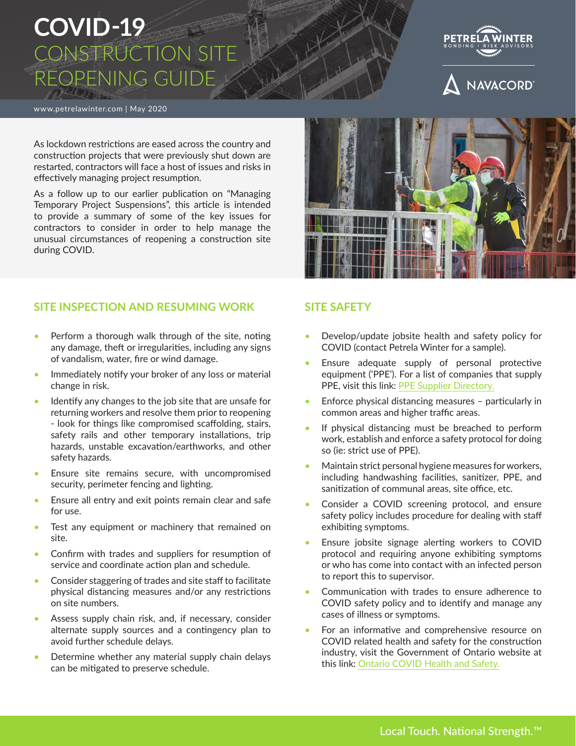# COVID-19 CONSTRUCTION SITE REOPENING GUIDE

PETRELA WINTER
BONDING · RISK ADVISORS

NAVACORD

www.petrelawinter.com | May 2020

As lockdown restrictions are eased across the country and construction projects that were previously shut down are restarted, contractors will face a host of issues and risks in effectively managing project resumption.

As a follow up to our earlier publication on "Managing Temporary Project Suspensions", this article is intended to provide a summary of some of the key issues for contractors to consider in order to help manage the unusual circumstances of reopening a construction site during COVID.

## SITE INSPECTION AND RESUMING WORK

- Perform a thorough walk through of the site, noting any damage, theft or irregularities, including any signs of vandalism, water, fire or wind damage.
- Immediately notify your broker of any loss or material change in risk.
- Identify any changes to the job site that are unsafe for returning workers and resolve them prior to reopening - look for things like compromised scaffolding, stairs, safety rails and other temporary installations, trip hazards, unstable excavation/earthworks, and other safety hazards.
- Ensure site remains secure, with uncompromised security, perimeter fencing and lighting.
- Ensure all entry and exit points remain clear and safe for use.
- Test any equipment or machinery that remained on site.
- Confirm with trades and suppliers for resumption of service and coordinate action plan and schedule.
- Consider staggering of trades and site staff to facilitate physical distancing measures and/or any restrictions on site numbers.
- Assess supply chain risk, and, if necessary, consider alternate supply sources and a contingency plan to avoid further schedule delays.
- Determine whether any material supply chain delays can be mitigated to preserve schedule.

## SITE SAFETY

- Develop/update jobsite health and safety policy for COVID (contact Petrela Winter for a sample).
- Ensure adequate supply of personal protective equipment ('PPE'). For a list of companies that supply PPE, visit this link: PPE Supplier Directory.
- Enforce physical distancing measures – particularly in common areas and higher traffic areas.
- If physical distancing must be breached to perform work, establish and enforce a safety protocol for doing so (ie: strict use of PPE).
- Maintain strict personal hygiene measures for workers, including handwashing facilities, sanitizer, PPE, and sanitization of communal areas, site office, etc.
- Consider a COVID screening protocol, and ensure safety policy includes procedure for dealing with staff exhibiting symptoms.
- Ensure jobsite signage alerting workers to COVID protocol and requiring anyone exhibiting symptoms or who has come into contact with an infected person to report this to supervisor.
- Communication with trades to ensure adherence to COVID safety policy and to identify and manage any cases of illness or symptoms.
- For an informative and comprehensive resource on COVID related health and safety for the construction industry, visit the Government of Ontario website at this link: Ontario COVID Health and Safety.

Local Touch. National Strength.™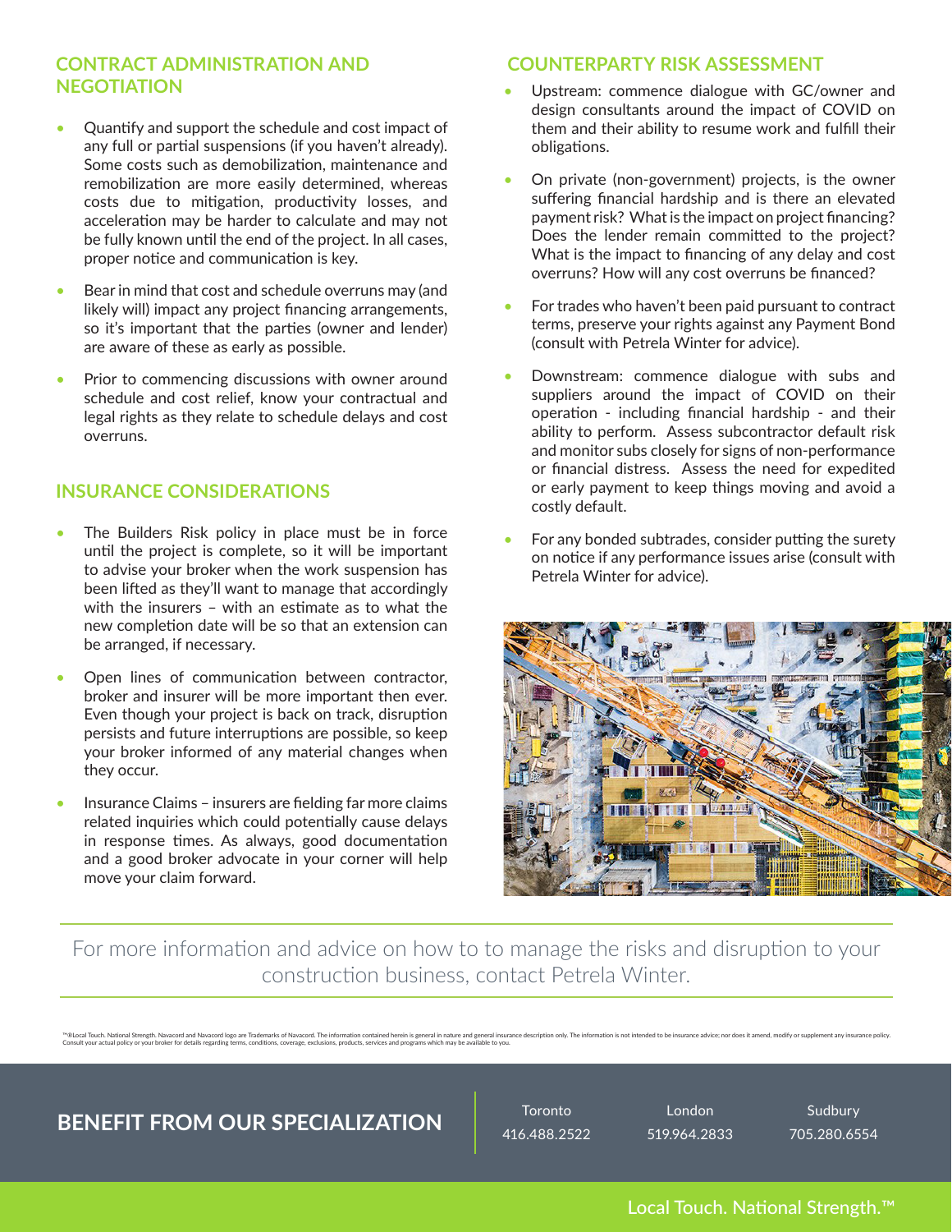## CONTRACT ADMINISTRATION AND NEGOTIATION

- Quantify and support the schedule and cost impact of any full or partial suspensions (if you haven't already). Some costs such as demobilization, maintenance and remobilization are more easily determined, whereas costs due to mitigation, productivity losses, and acceleration may be harder to calculate and may not be fully known until the end of the project. In all cases, proper notice and communication is key.
- Bear in mind that cost and schedule overruns may (and likely will) impact any project financing arrangements, so it's important that the parties (owner and lender) are aware of these as early as possible.
- Prior to commencing discussions with owner around schedule and cost relief, know your contractual and legal rights as they relate to schedule delays and cost overruns.

## INSURANCE CONSIDERATIONS

- The Builders Risk policy in place must be in force until the project is complete, so it will be important to advise your broker when the work suspension has been lifted as they'll want to manage that accordingly with the insurers – with an estimate as to what the new completion date will be so that an extension can be arranged, if necessary.
- Open lines of communication between contractor, broker and insurer will be more important then ever. Even though your project is back on track, disruption persists and future interruptions are possible, so keep your broker informed of any material changes when they occur.
- Insurance Claims – insurers are fielding far more claims related inquiries which could potentially cause delays in response times. As always, good documentation and a good broker advocate in your corner will help move your claim forward.

## COUNTERPARTY RISK ASSESSMENT

- Upstream: commence dialogue with GC/owner and design consultants around the impact of COVID on them and their ability to resume work and fulfill their obligations.
- On private (non-government) projects, is the owner suffering financial hardship and is there an elevated payment risk? What is the impact on project financing? Does the lender remain committed to the project? What is the impact to financing of any delay and cost overruns? How will any cost overruns be financed?
- For trades who haven't been paid pursuant to contract terms, preserve your rights against any Payment Bond (consult with Petrela Winter for advice).
- Downstream: commence dialogue with subs and suppliers around the impact of COVID on their operation - including financial hardship - and their ability to perform. Assess subcontractor default risk and monitor subs closely for signs of non-performance or financial distress. Assess the need for expedited or early payment to keep things moving and avoid a costly default.
- For any bonded subtrades, consider putting the surety on notice if any performance issues arise (consult with Petrela Winter for advice).

For more information and advice on how to to manage the risks and disruption to your construction business, contact Petrela Winter.

™®Local Touch. National Strength. Navacord and Navacord logo are Trademarks of Navacord. The information contained herein is general in nature and general insurance description only. The information is not intended to be insurance advice; nor does it amend, modify or supplement any insurance policy. Consult your actual policy or your broker for details regarding terms, conditions, coverage, exclusions, products, services and programs which may be available to you.

**BENEFIT FROM OUR SPECIALIZATION**

Toronto 416.488.2522

London 519.964.2833

Sudbury 705.280.6554

Local Touch. National Strength.™